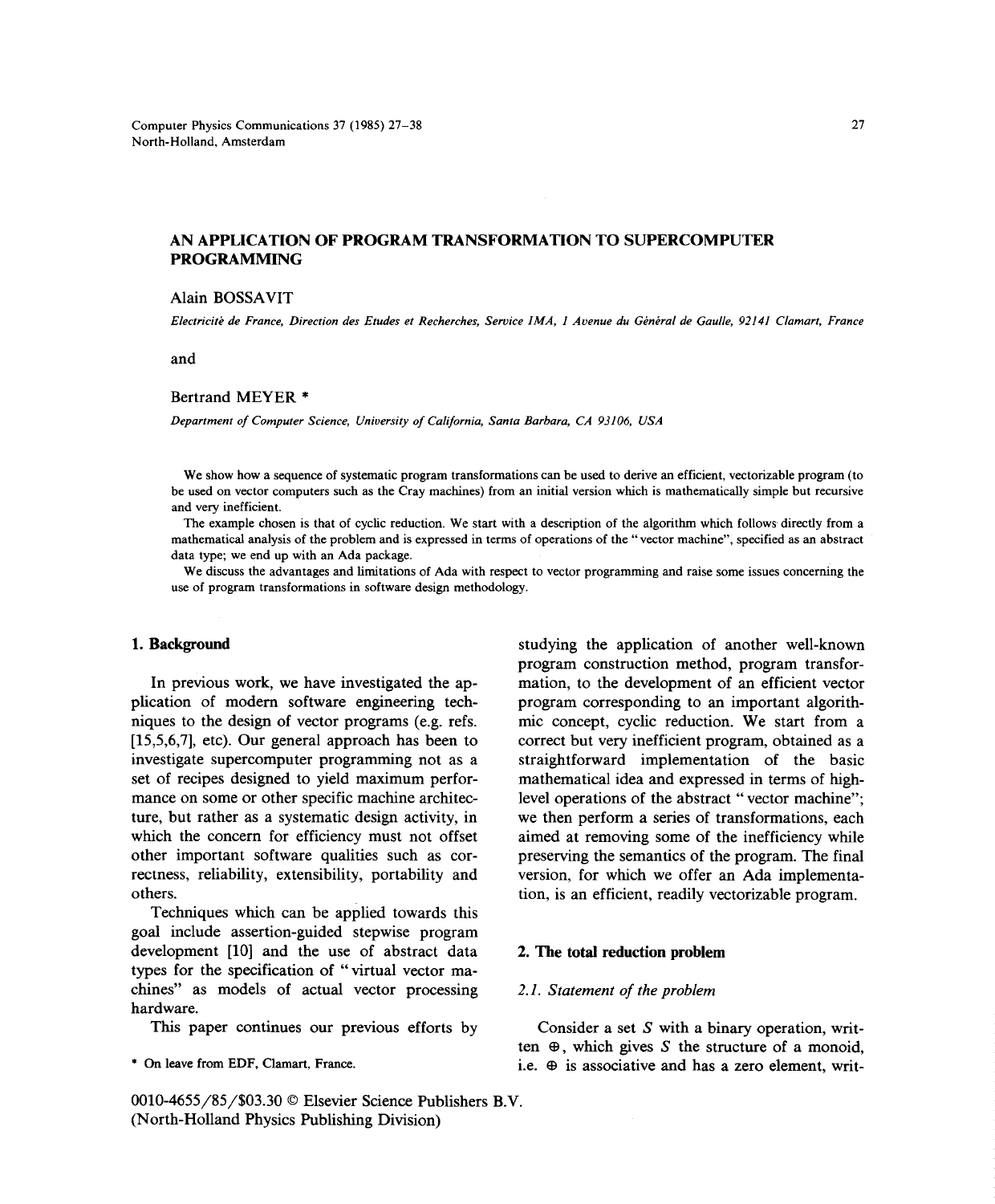// AN APPLICATION OF PROGRAM TRANSFORMATION TO SUPERCOMPUTER PROGRAMMING

Alain BOSSAVIT

*Electricité de France, Direction des Etudes et Recherches, Service IMA, 1 Avenue du Général de Gaulle, 92141 Clamart, France*

and

Bertrand MEYER *

*Department of Computer Science, University of California, Santa Barbara, CA 93106, USA*

We show how a sequence of systematic program transformations can be used to derive an efficient, vectorizable program (to be used on vector computers such as the Cray machines) from an initial version which is mathematically simple but recursive and very inefficient.

The example chosen is that of cyclic reduction. We start with a description of the algorithm which follows directly from a mathematical analysis of the problem and is expressed in terms of operations of the "vector machine", specified as an abstract data type; we end up with an Ada package.

We discuss the advantages and limitations of Ada with respect to vector programming and raise some issues concerning the use of program transformations in software design methodology.

## 1. Background

In previous work, we have investigated the application of modern software engineering techniques to the design of vector programs (e.g. refs. [15,5,6,7], etc). Our general approach has been to investigate supercomputer programming not as a set of recipes designed to yield maximum performance on some or other specific machine architecture, but rather as a systematic design activity, in which the concern for efficiency must not offset other important software qualities such as correctness, reliability, extensibility, portability and others.

Techniques which can be applied towards this goal include assertion-guided stepwise program development [10] and the use of abstract data types for the specification of "virtual vector machines" as models of actual vector processing hardware.

This paper continues our previous efforts by studying the application of another well-known program construction method, program transformation, to the development of an efficient vector program corresponding to an important algorithmic concept, cyclic reduction. We start from a correct but very inefficient program, obtained as a straightforward implementation of the basic mathematical idea and expressed in terms of high-level operations of the abstract "vector machine"; we then perform a series of transformations, each aimed at removing some of the inefficiency while preserving the semantics of the program. The final version, for which we offer an Ada implementation, is an efficient, readily vectorizable program.

## 2. The total reduction problem

### 2.1. Statement of the problem

Consider a set $S$ with a binary operation, written $\oplus$, which gives $S$ the structure of a monoid, i.e. $\oplus$ is associative and has a zero element, writ-

* On leave from EDF, Clamart, France.

0010-4655/85/$03.30 © Elsevier Science Publishers B.V.
(North-Holland Physics Publishing Division)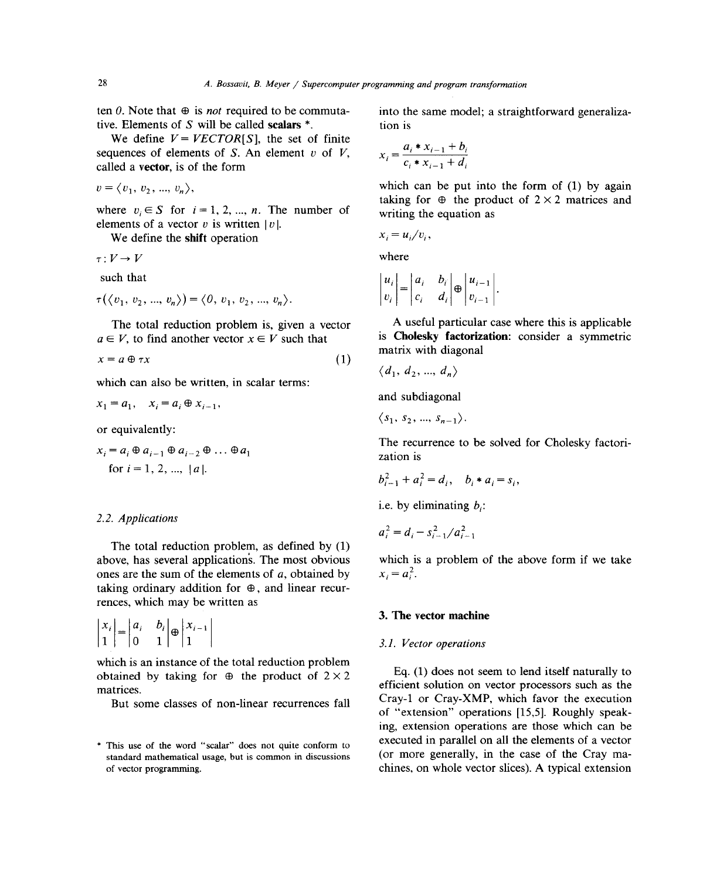ten 0. Note that $\oplus$ is *not* required to be commutative. Elements of $S$ will be called **scalars** *.

We define $V = VECTOR[S]$, the set of finite sequences of elements of $S$. An element $v$ of $V$, called a **vector**, is of the form

$$v = \langle v_1, v_2, \ldots, v_n \rangle,$$

where $v_i \in S$ for $i = 1, 2, \ldots, n$. The number of elements of a vector $v$ is written $|v|$.

We define the **shift** operation

$$\tau : V \rightarrow V$$

such that

$$\tau(\langle v_1, v_2, \ldots, v_n \rangle) = \langle 0, v_1, v_2, \ldots, v_n \rangle.$$

The total reduction problem is, given a vector $a \in V$, to find another vector $x \in V$ such that

$$x = a \oplus \tau x \tag{1}$$

which can also be written, in scalar terms:

$$x_1 = a_1, \quad x_i = a_i \oplus x_{i-1},$$

or equivalently:

$$x_i = a_i \oplus a_{i-1} \oplus a_{i-2} \oplus \ldots \oplus a_1$$
$$\text{for } i = 1, 2, \ldots, |a|.$$

### 2.2. Applications

The total reduction problem, as defined by (1) above, has several applications. The most obvious ones are the sum of the elements of $a$, obtained by taking ordinary addition for $\oplus$, and linear recurrences, which may be written as

$$\begin{vmatrix} x_i \\ 1 \end{vmatrix} = \begin{vmatrix} a_i & b_i \\ 0 & 1 \end{vmatrix} \oplus \begin{vmatrix} x_{i-1} \\ 1 \end{vmatrix}$$

which is an instance of the total reduction problem obtained by taking for $\oplus$ the product of $2 \times 2$ matrices.

But some classes of non-linear recurrences fall into the same model; a straightforward generalization is

$$x_i = \frac{a_i * x_{i-1} + b_i}{c_i * x_{i-1} + d_i}$$

which can be put into the form of (1) by again taking for $\oplus$ the product of $2 \times 2$ matrices and writing the equation as

$$x_i = u_i / v_i,$$

where

$$\begin{vmatrix} u_i \\ v_i \end{vmatrix} = \begin{vmatrix} a_i & b_i \\ c_i & d_i \end{vmatrix} \oplus \begin{vmatrix} u_{i-1} \\ v_{i-1} \end{vmatrix}.$$

A useful particular case where this is applicable is **Cholesky factorization**: consider a symmetric matrix with diagonal

$$\langle d_1, d_2, \ldots, d_n \rangle$$

and subdiagonal

$$\langle s_1, s_2, \ldots, s_{n-1} \rangle.$$

The recurrence to be solved for Cholesky factorization is

$$b_{i-1}^2 + a_i^2 = d_i, \quad b_i * a_i = s_i,$$

i.e. by eliminating $b_i$:

$$a_i^2 = d_i - s_{i-1}^2 / a_{i-1}^2$$

which is a problem of the above form if we take $x_i = a_i^2$.

## 3. The vector machine

### 3.1. Vector operations

Eq. (1) does not seem to lend itself naturally to efficient solution on vector processors such as the Cray-1 or Cray-XMP, which favor the execution of "extension" operations [15,5]. Roughly speaking, extension operations are those which can be executed in parallel on all the elements of a vector (or more generally, in the case of the Cray machines, on whole vector slices). A typical extension

* This use of the word "scalar" does not quite conform to standard mathematical usage, but is common in discussions of vector programming.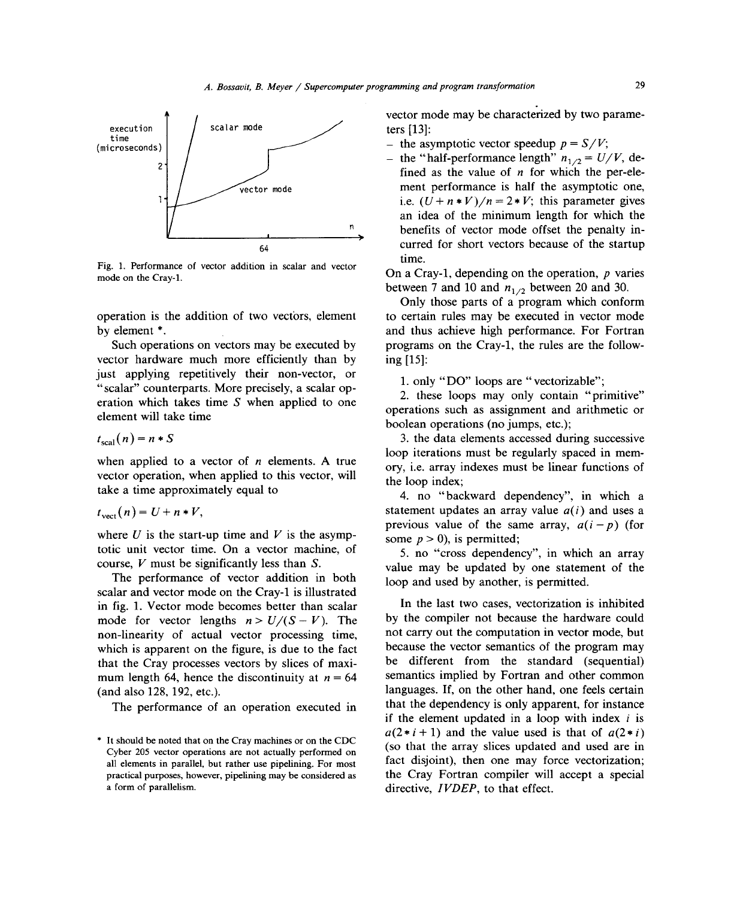Fig. 1. Performance of vector addition in scalar and vector mode on the Cray-1.

operation is the addition of two vectors, element by element *.

Such operations on vectors may be executed by vector hardware much more efficiently than by just applying repetitively their non-vector, or "scalar" counterparts. More precisely, a scalar operation which takes time $S$ when applied to one element will take time

$$t_{scal}(n) = n * S$$

when applied to a vector of $n$ elements. A true vector operation, when applied to this vector, will take a time approximately equal to

$$t_{vect}(n) = U + n * V,$$

where $U$ is the start-up time and $V$ is the asymptotic unit vector time. On a vector machine, of course, $V$ must be significantly less than $S$.

The performance of vector addition in both scalar and vector mode on the Cray-1 is illustrated in fig. 1. Vector mode becomes better than scalar mode for vector lengths $n > U/(S - V)$. The non-linearity of actual vector processing time, which is apparent on the figure, is due to the fact that the Cray processes vectors by slices of maximum length 64, hence the discontinuity at $n = 64$ (and also 128, 192, etc.).

The performance of an operation executed in vector mode may be characterized by two parameters [13]:

- the asymptotic vector speedup $p = S/V$;
- the "half-performance length" $n_{1/2} = U/V$, defined as the value of $n$ for which the per-element performance is half the asymptotic one, i.e. $(U + n * V)/n = 2 * V$; this parameter gives an idea of the minimum length for which the benefits of vector mode offset the penalty incurred for short vectors because of the startup time.

On a Cray-1, depending on the operation, $p$ varies between 7 and 10 and $n_{1/2}$ between 20 and 30.

Only those parts of a program which conform to certain rules may be executed in vector mode and thus achieve high performance. For Fortran programs on the Cray-1, the rules are the following [15]:

1. only "DO" loops are "vectorizable";
2. these loops may only contain "primitive" operations such as assignment and arithmetic or boolean operations (no jumps, etc.);
3. the data elements accessed during successive loop iterations must be regularly spaced in memory, i.e. array indexes must be linear functions of the loop index;
4. no "backward dependency", in which a statement updates an array value $a(i)$ and uses a previous value of the same array, $a(i - p)$ (for some $p > 0$), is permitted;
5. no "cross dependency", in which an array value may be updated by one statement of the loop and used by another, is permitted.

In the last two cases, vectorization is inhibited by the compiler not because the hardware could not carry out the computation in vector mode, but because the vector semantics of the program may be different from the standard (sequential) semantics implied by Fortran and other common languages. If, on the other hand, one feels certain that the dependency is only apparent, for instance if the element updated in a loop with index $i$ is $a(2 * i + 1)$ and the value used is that of $a(2 * i)$ (so that the array slices updated and used are in fact disjoint), then one may force vectorization; the Cray Fortran compiler will accept a special directive, *IVDEP*, to that effect.

* It should be noted that on the Cray machines or on the CDC Cyber 205 vector operations are not actually performed on all elements in parallel, but rather use pipelining. For most practical purposes, however, pipelining may be considered as a form of parallelism.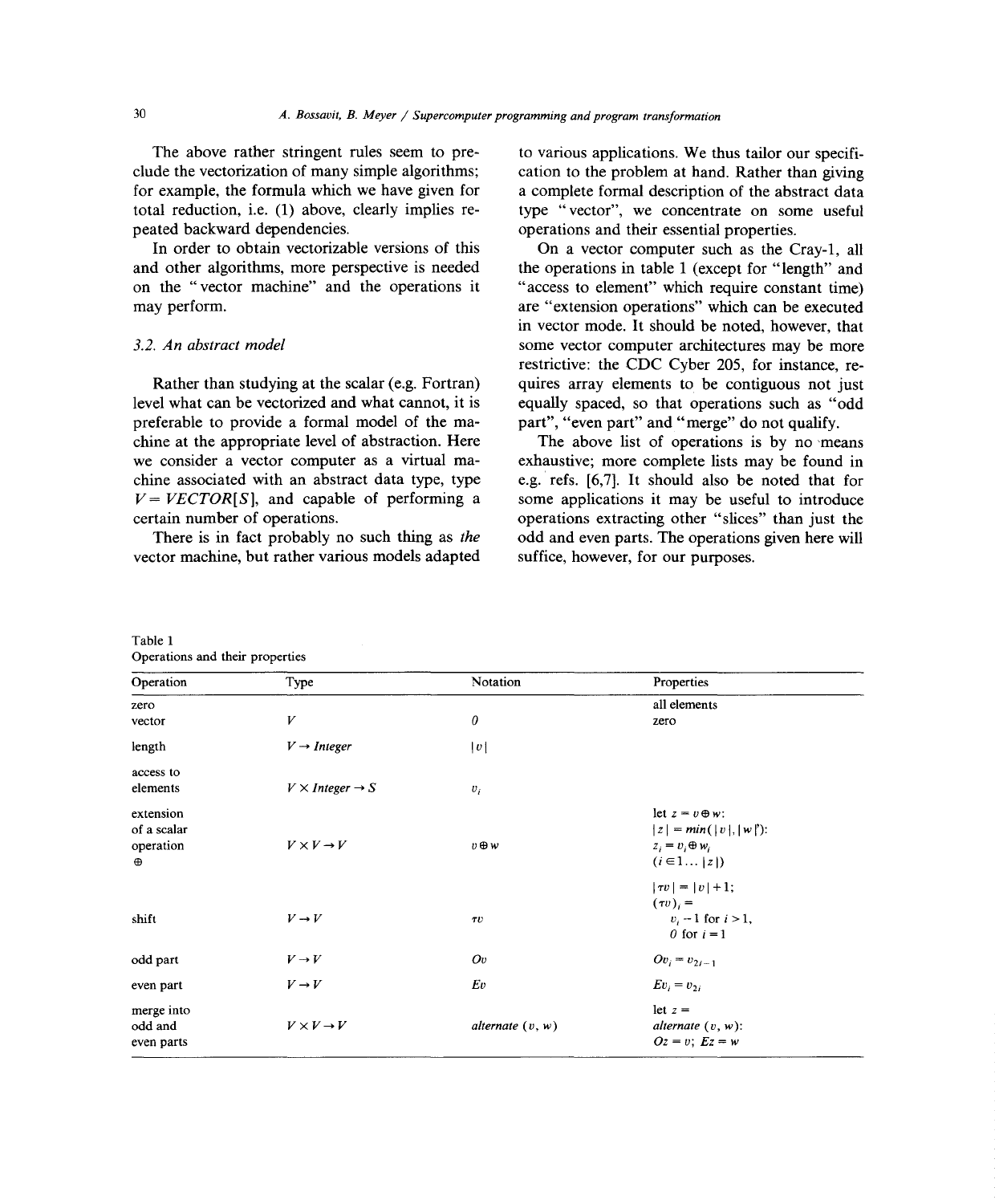The above rather stringent rules seem to preclude the vectorization of many simple algorithms; for example, the formula which we have given for total reduction, i.e. (1) above, clearly implies repeated backward dependencies.

In order to obtain vectorizable versions of this and other algorithms, more perspective is needed on the "vector machine" and the operations it may perform.

### 3.2. An abstract model

Rather than studying at the scalar (e.g. Fortran) level what can be vectorized and what cannot, it is preferable to provide a formal model of the machine at the appropriate level of abstraction. Here we consider a vector computer as a virtual machine associated with an abstract data type, type $V = VECTOR[S]$, and capable of performing a certain number of operations.

There is in fact probably no such thing as *the* vector machine, but rather various models adapted to various applications. We thus tailor our specification to the problem at hand. Rather than giving a complete formal description of the abstract data type "vector", we concentrate on some useful operations and their essential properties.

On a vector computer such as the Cray-1, all the operations in table 1 (except for "length" and "access to element" which require constant time) are "extension operations" which can be executed in vector mode. It should be noted, however, that some vector computer architectures may be more restrictive: the CDC Cyber 205, for instance, requires array elements to be contiguous not just equally spaced, so that operations such as "odd part", "even part" and "merge" do not qualify.

The above list of operations is by no means exhaustive; more complete lists may be found in e.g. refs. [6,7]. It should also be noted that for some applications it may be useful to introduce operations extracting other "slices" than just the odd and even parts. The operations given here will suffice, however, for our purposes.

Table 1
Operations and their properties

| Operation | Type | Notation | Properties |
|---|---|---|---|
| zero vector | $V$ | $0$ | all elements zero |
| length | $V \to Integer$ | $\|v\|$ | |
| access to elements | $V \times Integer \to S$ | $v_i$ | |
| extension of a scalar operation $\oplus$ | $V \times V \to V$ | $v \oplus w$ | let $z = v \oplus w$: $\|z\| = min(\|v\|, \|w\|)$: $z_i = v_i \oplus w_i$ $(i \in 1 \ldots \|z\|)$ |
| shift | $V \to V$ | $\tau v$ | $\|\tau v\| = \|v\| + 1$; $(\tau v)_i =$ $v_i - 1$ for $i > 1$, $0$ for $i = 1$ |
| odd part | $V \to V$ | $Ov$ | $Ov_i = v_{2i-1}$ |
| even part | $V \to V$ | $Ev$ | $Ev_i = v_{2i}$ |
| merge into odd and even parts | $V \times V \to V$ | *alternate* $(v, w)$ | let $z =$ *alternate* $(v, w)$: $Oz = v$; $Ez = w$ |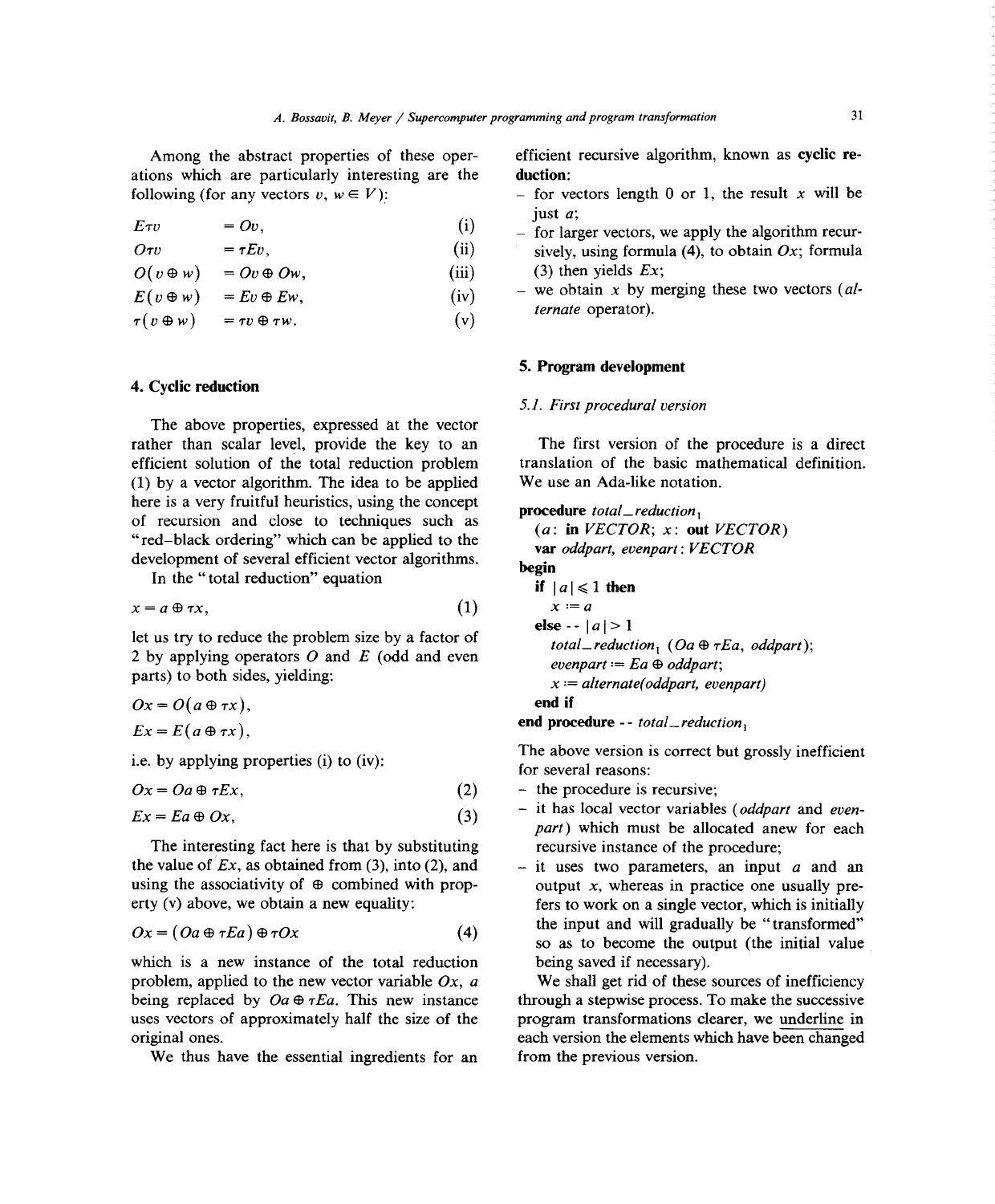Among the abstract properties of these operations which are particularly interesting are the following (for any vectors $v, w \in V$):

$$E\tau v = Ov, \quad \text{(i)}$$

$$O\tau v = \tau Ev, \quad \text{(ii)}$$

$$O(v \oplus w) = Ov \oplus Ow, \quad \text{(iii)}$$

$$E(v \oplus w) = Ev \oplus Ew, \quad \text{(iv)}$$

$$\tau(v \oplus w) = \tau v \oplus \tau w. \quad \text{(v)}$$

## 4. Cyclic reduction

The above properties, expressed at the vector rather than scalar level, provide the key to an efficient solution of the total reduction problem (1) by a vector algorithm. The idea to be applied here is a very fruitful heuristics, using the concept of recursion and close to techniques such as "red–black ordering" which can be applied to the development of several efficient vector algorithms.

In the "total reduction" equation

$$x = a \oplus \tau x, \quad (1)$$

let us try to reduce the problem size by a factor of 2 by applying operators $O$ and $E$ (odd and even parts) to both sides, yielding:

$$Ox = O(a \oplus \tau x),$$

$$Ex = E(a \oplus \tau x),$$

i.e. by applying properties (i) to (iv):

$$Ox = Oa \oplus \tau Ex, \quad (2)$$

$$Ex = Ea \oplus Ox, \quad (3)$$

The interesting fact here is that by substituting the value of $Ex$, as obtained from (3), into (2), and using the associativity of $\oplus$ combined with property (v) above, we obtain a new equality:

$$Ox = (Oa \oplus \tau Ea) \oplus \tau Ox \quad (4)$$

which is a new instance of the total reduction problem, applied to the new vector variable $Ox$, $a$ being replaced by $Oa \oplus \tau Ea$. This new instance uses vectors of approximately half the size of the original ones.

We thus have the essential ingredients for an efficient recursive algorithm, known as **cyclic reduction**:

- for vectors length 0 or 1, the result $x$ will be just $a$;
- for larger vectors, we apply the algorithm recursively, using formula (4), to obtain $Ox$; formula (3) then yields $Ex$;
- we obtain $x$ by merging these two vectors (*alternate* operator).

## 5. Program development

### 5.1. First procedural version

The first version of the procedure is a direct translation of the basic mathematical definition. We use an Ada-like notation.

```
procedure total_reduction₁
  (a: in VECTOR; x: out VECTOR)
  var oddpart, evenpart: VECTOR
begin
  if |a| ≤ 1 then
    x := a
  else -- |a| > 1
    total_reduction₁ (Oa ⊕ τEa, oddpart);
    evenpart := Ea ⊕ oddpart;
    x := alternate(oddpart, evenpart)
  end if
end procedure -- total_reduction₁
```

The above version is correct but grossly inefficient for several reasons:

- the procedure is recursive;
- it has local vector variables (*oddpart* and *evenpart*) which must be allocated anew for each recursive instance of the procedure;
- it uses two parameters, an input $a$ and an output $x$, whereas in practice one usually prefers to work on a single vector, which is initially the input and will gradually be "transformed" so as to become the output (the initial value being saved if necessary).

We shall get rid of these sources of inefficiency through a stepwise process. To make the successive program transformations clearer, we underline in each version the elements which have been changed from the previous version.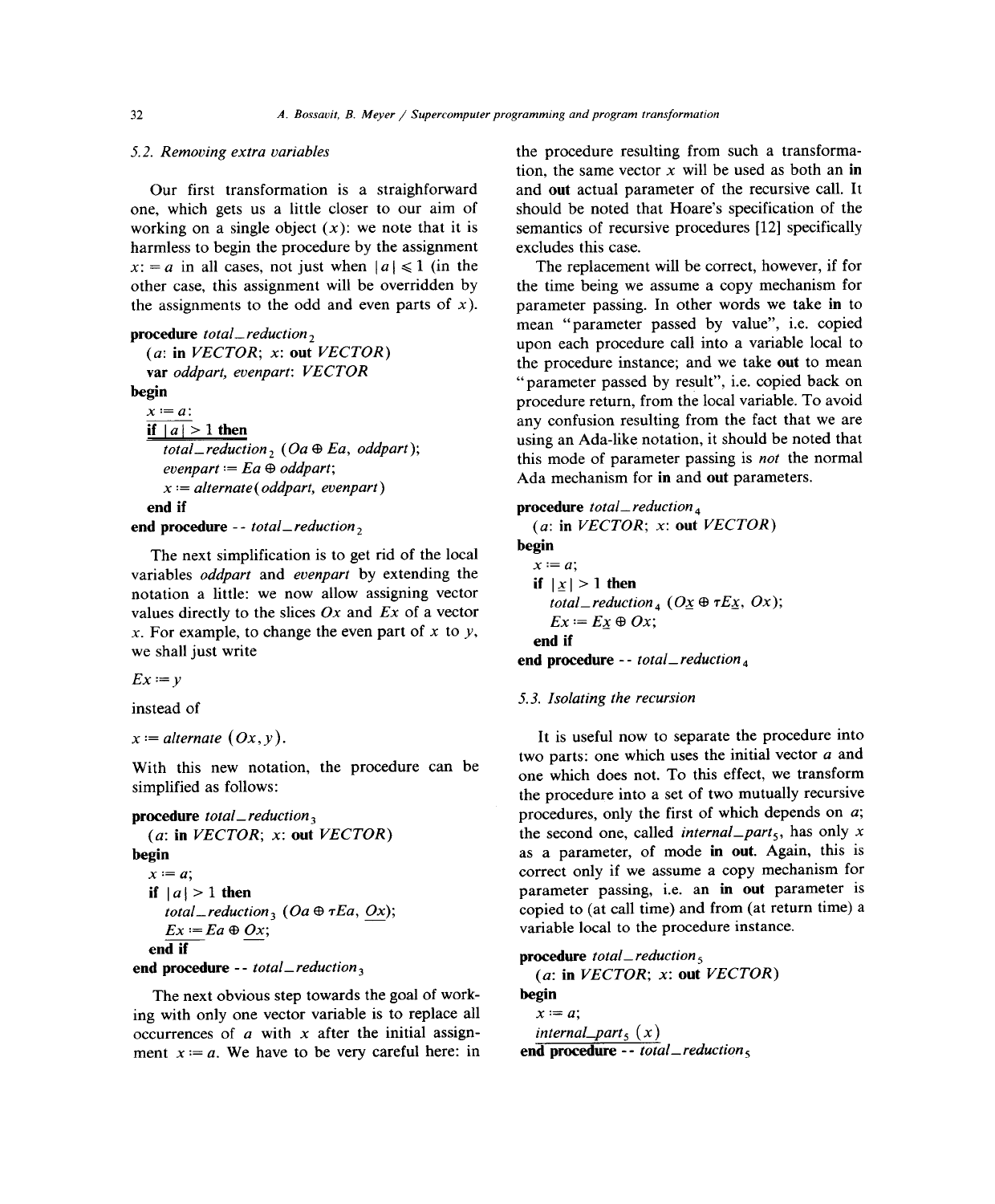### 5.2. Removing extra variables

Our first transformation is a straightforward one, which gets us a little closer to our aim of working on a single object ($x$): we note that it is harmless to begin the procedure by the assignment $x := a$ in all cases, not just when $|a| \leqslant 1$ (in the other case, this assignment will be overridden by the assignments to the odd and even parts of $x$).

```
procedure total_reduction₂
  (a: in VECTOR; x: out VECTOR)
  var oddpart, evenpart: VECTOR
begin
  x := a;
  if |a| > 1 then
    total_reduction₂ (Oa ⊕ Ea, oddpart);
    evenpart := Ea ⊕ oddpart;
    x := alternate(oddpart, evenpart)
  end if
end procedure -- total_reduction₂
```

The next simplification is to get rid of the local variables *oddpart* and *evenpart* by extending the notation a little: we now allow assigning vector values directly to the slices $Ox$ and $Ex$ of a vector $x$. For example, to change the even part of $x$ to $y$, we shall just write

$Ex := y$

instead of

$x :=$ *alternate* $(Ox, y)$.

With this new notation, the procedure can be simplified as follows:

```
procedure total_reduction₃
  (a: in VECTOR; x: out VECTOR)
begin
  x := a;
  if |a| > 1 then
    total_reduction₃ (Oa ⊕ τEa, Ox);
    Ex := Ea ⊕ Ox;
  end if
end procedure -- total_reduction₃
```

The next obvious step towards the goal of working with only one vector variable is to replace all occurrences of $a$ with $x$ after the initial assignment $x := a$. We have to be very careful here: in the procedure resulting from such a transformation, the same vector $x$ will be used as both an **in** and **out** actual parameter of the recursive call. It should be noted that Hoare's specification of the semantics of recursive procedures [12] specifically excludes this case.

The replacement will be correct, however, if for the time being we assume a copy mechanism for parameter passing. In other words we take **in** to mean "parameter passed by value", i.e. copied upon each procedure call into a variable local to the procedure instance; and we take **out** to mean "parameter passed by result", i.e. copied back on procedure return, from the local variable. To avoid any confusion resulting from the fact that we are using an Ada-like notation, it should be noted that this mode of parameter passing is *not* the normal Ada mechanism for **in** and **out** parameters.

```
procedure total_reduction₄
  (a: in VECTOR; x: out VECTOR)
begin
  x := a;
  if |x| > 1 then
    total_reduction₄ (Ox ⊕ τEx, Ox);
    Ex := Ex ⊕ Ox;
  end if
end procedure -- total_reduction₄
```

### 5.3. Isolating the recursion

It is useful now to separate the procedure into two parts: one which uses the initial vector $a$ and one which does not. To this effect, we transform the procedure into a set of two mutually recursive procedures, only the first of which depends on $a$; the second one, called *internal_part*$_5$, has only $x$ as a parameter, of mode **in out**. Again, this is correct only if we assume a copy mechanism for parameter passing, i.e. an **in out** parameter is copied to (at call time) and from (at return time) a variable local to the procedure instance.

```
procedure total_reduction₅
  (a: in VECTOR; x: out VECTOR)
begin
  x := a;
  internal_part₅ (x)
end procedure -- total_reduction₅
```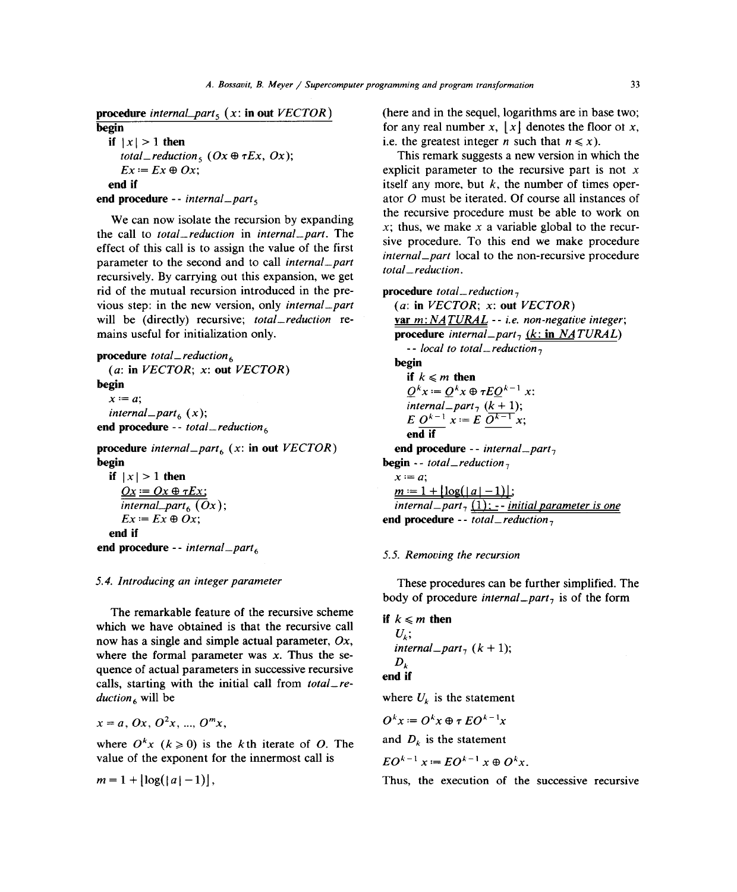```
procedure internal_part5 (x: in out VECTOR)
begin
  if |x| > 1 then
    total_reduction5 (Ox ⊕ τEx, Ox);
    Ex := Ex ⊕ Ox;
  end if
end procedure -- internal_part5
```

We can now isolate the recursion by expanding the call to *total_reduction* in *internal_part*. The effect of this call is to assign the value of the first parameter to the second and to call *internal_part* recursively. By carrying out this expansion, we get rid of the mutual recursion introduced in the previous step: in the new version, only *internal_part* will be (directly) recursive; *total_reduction* remains useful for initialization only.

```
procedure total_reduction6
  (a: in VECTOR; x: out VECTOR)
begin
  x := a;
  internal_part6 (x);
end procedure -- total_reduction6

procedure internal_part6 (x: in out VECTOR)
begin
  if |x| > 1 then
    Ox := Ox ⊕ τEx;
    internal_part6 (Ox);
    Ex := Ex ⊕ Ox;
  end if
end procedure -- internal_part6
```

### 5.4. Introducing an integer parameter

The remarkable feature of the recursive scheme which we have obtained is that the recursive call now has a single and simple actual parameter, $Ox$, where the formal parameter was $x$. Thus the sequence of actual parameters in successive recursive calls, starting with the initial call from *total_reduction*$_6$ will be

$$x = a,\ Ox,\ O^2x,\ \ldots,\ O^m x,$$

where $O^k x$ $(k \geqslant 0)$ is the $k$th iterate of $O$. The value of the exponent for the innermost call is

$$m = 1 + \lfloor \log(|a| - 1) \rfloor,$$

(here and in the sequel, logarithms are in base two; for any real number $x$, $\lfloor x \rfloor$ denotes the floor of $x$, i.e. the greatest integer $n$ such that $n \leqslant x$).

This remark suggests a new version in which the explicit parameter to the recursive part is not $x$ itself any more, but $k$, the number of times operator $O$ must be iterated. Of course all instances of the recursive procedure must be able to work on $x$; thus, we make $x$ a variable global to the recursive procedure. To this end we make procedure *internal_part* local to the non-recursive procedure *total_reduction*.

```
procedure total_reduction7
  (a: in VECTOR; x: out VECTOR)
  var m: NATURAL -- i.e. non-negative integer;
  procedure internal_part7 (k: in NATURAL)
    -- local to total_reduction7
  begin
    if k ≤ m then
      O^k x := O^k x ⊕ τEO^(k-1) x;
      internal_part7 (k + 1);
      E O^(k-1) x := E O^(k-1) x;
    end if
  end procedure -- internal_part7
begin -- total_reduction7
  x := a;
  m := 1 + ⌊log(|a| - 1)⌋;
  internal_part7 (1); -- initial parameter is one
end procedure -- total_reduction7
```

### 5.5. Removing the recursion

These procedures can be further simplified. The body of procedure *internal_part*$_7$ is of the form

```
if k ≤ m then
  U_k;
  internal_part7 (k + 1);
  D_k
end if
```

where $U_k$ is the statement

$$O^k x := O^k x \oplus \tau\, EO^{k-1} x$$

and $D_k$ is the statement

$$EO^{k-1}\, x := EO^{k-1}\, x \oplus O^k x.$$

Thus, the execution of the successive recursive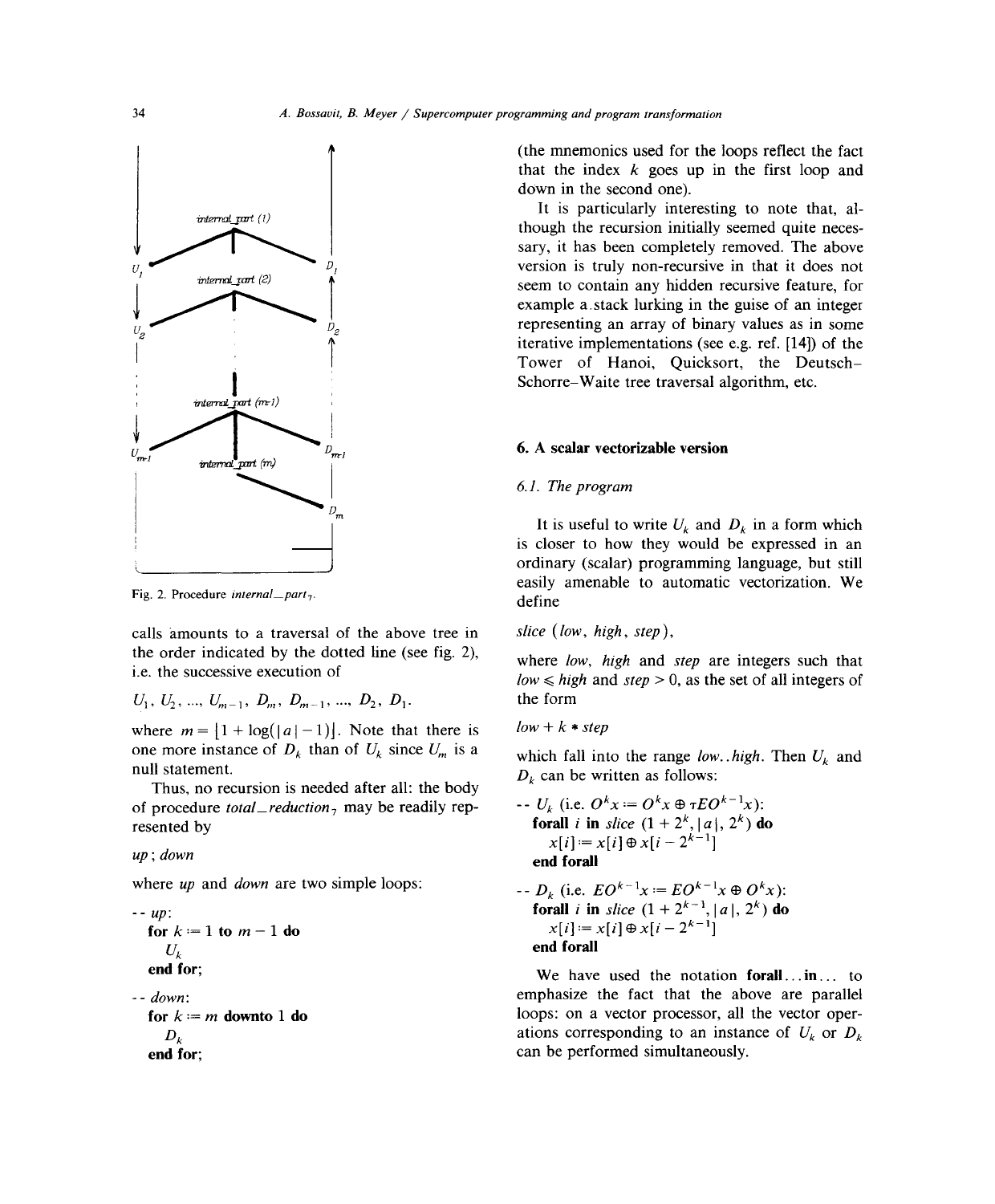Fig. 2. Procedure *internal_part*$_7$.

calls amounts to a traversal of the above tree in the order indicated by the dotted line (see fig. 2), i.e. the successive execution of

$$U_1, U_2, \ldots, U_{m-1}, D_m, D_{m-1}, \ldots, D_2, D_1.$$

where $m = \lfloor 1 + \log(|a| - 1) \rfloor$. Note that there is one more instance of $D_k$ than of $U_k$ since $U_m$ is a null statement.

Thus, no recursion is needed after all: the body of procedure *total_reduction*$_7$ may be readily represented by

*up* ; *down*

where *up* and *down* are two simple loops:

```
-- up:
  for k := 1 to m − 1 do
     U_k
  end for;

-- down:
  for k := m downto 1 do
     D_k
  end for;
```

(the mnemonics used for the loops reflect the fact that the index $k$ goes up in the first loop and down in the second one).

It is particularly interesting to note that, although the recursion initially seemed quite necessary, it has been completely removed. The above version is truly non-recursive in that it does not seem to contain any hidden recursive feature, for example a stack lurking in the guise of an integer representing an array of binary values as in some iterative implementations (see e.g. ref. [14]) of the Tower of Hanoi, Quicksort, the Deutsch–Schorre–Waite tree traversal algorithm, etc.

## 6. A scalar vectorizable version

### 6.1. The program

It is useful to write $U_k$ and $D_k$ in a form which is closer to how they would be expressed in an ordinary (scalar) programming language, but still easily amenable to automatic vectorization. We define

*slice* (*low*, *high*, *step*),

where *low*, *high* and *step* are integers such that $low \leqslant high$ and $step > 0$, as the set of all integers of the form

$low + k * step$

which fall into the range *low*..*high*. Then $U_k$ and $D_k$ can be written as follows:

```
-- U_k (i.e. O^k x := O^k x ⊕ τEO^(k−1) x):
  forall i in slice (1 + 2^k, |a|, 2^k) do
     x[i] := x[i] ⊕ x[i − 2^(k−1)]
  end forall

-- D_k (i.e. EO^(k−1) x := EO^(k−1) x ⊕ O^k x):
  forall i in slice (1 + 2^(k−1), |a|, 2^k) do
     x[i] := x[i] ⊕ x[i − 2^(k−1)]
  end forall
```

We have used the notation **forall**...**in**... to emphasize the fact that the above are parallel loops: on a vector processor, all the vector operations corresponding to an instance of $U_k$ or $D_k$ can be performed simultaneously.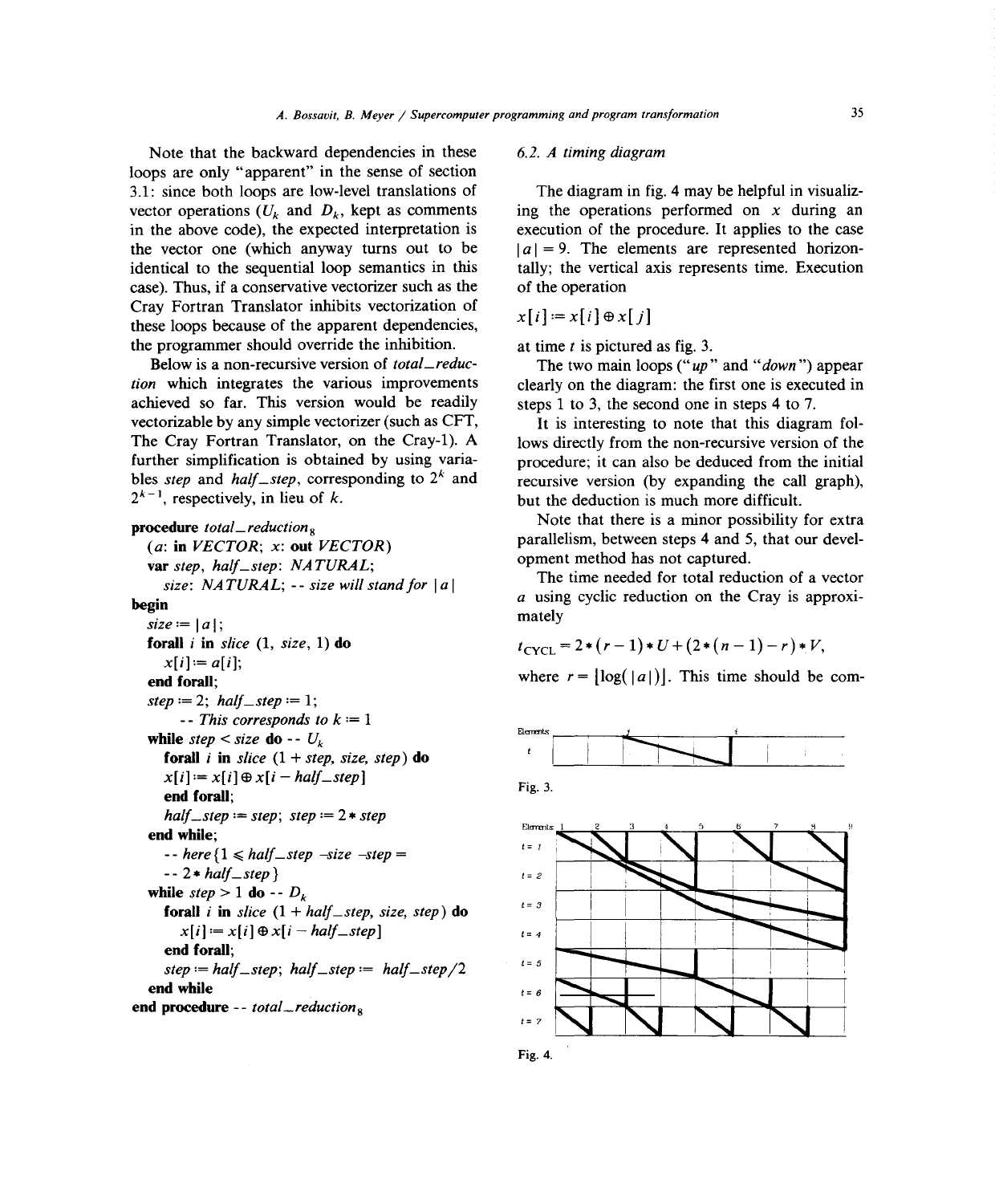Note that the backward dependencies in these loops are only "apparent" in the sense of section 3.1: since both loops are low-level translations of vector operations ($U_k$ and $D_k$, kept as comments in the above code), the expected interpretation is the vector one (which anyway turns out to be identical to the sequential loop semantics in this case). Thus, if a conservative vectorizer such as the Cray Fortran Translator inhibits vectorization of these loops because of the apparent dependencies, the programmer should override the inhibition.

Below is a non-recursive version of *total_reduction* which integrates the various improvements achieved so far. This version would be readily vectorizable by any simple vectorizer (such as CFT, The Cray Fortran Translator, on the Cray-1). A further simplification is obtained by using variables *step* and *half_step*, corresponding to $2^k$ and $2^{k-1}$, respectively, in lieu of $k$.

```
procedure total_reduction_8
  (a: in VECTOR; x: out VECTOR)
  var step, half_step: NATURAL;
    size: NATURAL; -- size will stand for |a|
begin
  size := |a|;
  forall i in slice (1, size, 1) do
    x[i] := a[i];
  end forall;
  step := 2; half_step := 1;
    -- This corresponds to k := 1
  while step < size do -- U_k
    forall i in slice (1 + step, size, step) do
    x[i] := x[i] ⊕ x[i − half_step]
    end forall;
    half_step := step; step := 2 * step
  end while;
  -- here{1 ≤ half_step –size –step =
  -- 2 * half_step}
  while step > 1 do -- D_k
    forall i in slice (1 + half_step, size, step) do
      x[i] := x[i] ⊕ x[i − half_step]
    end forall;
    step := half_step; half_step := half_step/2
  end while
end procedure -- total_reduction_8
```

### 6.2. A timing diagram

The diagram in fig. 4 may be helpful in visualizing the operations performed on $x$ during an execution of the procedure. It applies to the case $|a| = 9$. The elements are represented horizontally; the vertical axis represents time. Execution of the operation

$$x[i] := x[i] \oplus x[j]$$

at time $t$ is pictured as fig. 3.

The two main loops ("*up*" and "*down*") appear clearly on the diagram: the first one is executed in steps 1 to 3, the second one in steps 4 to 7.

It is interesting to note that this diagram follows directly from the non-recursive version of the procedure; it can also be deduced from the initial recursive version (by expanding the call graph), but the deduction is much more difficult.

Note that there is a minor possibility for extra parallelism, between steps 4 and 5, that our development method has not captured.

The time needed for total reduction of a vector $a$ using cyclic reduction on the Cray is approximately

$$t_{\text{CYCL}} = 2 * (r - 1) * U + (2 * (n - 1) - r) * V,$$

where $r = \lfloor \log(|a|) \rfloor$. This time should be com-

Fig. 3.

Fig. 4.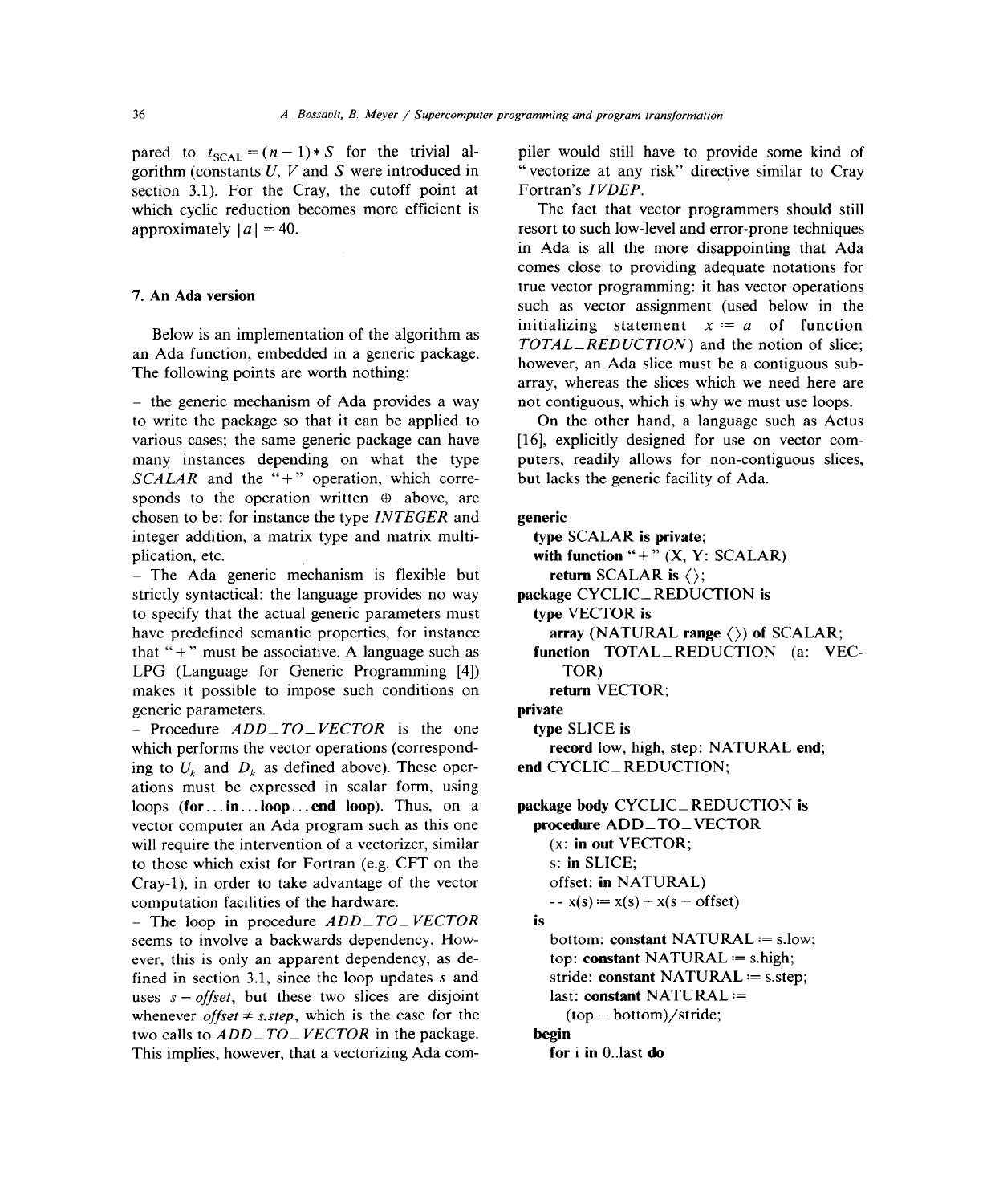pared to $t_{SCAL} = (n-1) * S$ for the trivial algorithm (constants $U$, $V$ and $S$ were introduced in section 3.1). For the Cray, the cutoff point at which cyclic reduction becomes more efficient is approximately $|a| = 40$.

## 7. An Ada version

Below is an implementation of the algorithm as an Ada function, embedded in a generic package. The following points are worth nothing:

- the generic mechanism of Ada provides a way to write the package so that it can be applied to various cases; the same generic package can have many instances depending on what the type *SCALAR* and the "+" operation, which corresponds to the operation written $\oplus$ above, are chosen to be: for instance the type *INTEGER* and integer addition, a matrix type and matrix multiplication, etc.
- The Ada generic mechanism is flexible but strictly syntactical: the language provides no way to specify that the actual generic parameters must have predefined semantic properties, for instance that "+" must be associative. A language such as LPG (Language for Generic Programming [4]) makes it possible to impose such conditions on generic parameters.
- Procedure *ADD_TO_VECTOR* is the one which performs the vector operations (corresponding to $U_k$ and $D_k$ as defined above). These operations must be expressed in scalar form, using loops (**for**...**in**...**loop**...**end loop**). Thus, on a vector computer an Ada program such as this one will require the intervention of a vectorizer, similar to those which exist for Fortran (e.g. CFT on the Cray-1), in order to take advantage of the vector computation facilities of the hardware.
- The loop in procedure *ADD_TO_VECTOR* seems to involve a backwards dependency. However, this is only an apparent dependency, as defined in section 3.1, since the loop updates $s$ and uses $s - offset$, but these two slices are disjoint whenever $offset \neq s.step$, which is the case for the two calls to *ADD_TO_VECTOR* in the package. This implies, however, that a vectorizing Ada compiler would still have to provide some kind of "vectorize at any risk" directive similar to Cray Fortran's *IVDEP*.

The fact that vector programmers should still resort to such low-level and error-prone techniques in Ada is all the more disappointing that Ada comes close to providing adequate notations for true vector programming: it has vector operations such as vector assignment (used below in the initializing statement $x := a$ of function *TOTAL_REDUCTION*) and the notion of slice; however, an Ada slice must be a contiguous subarray, whereas the slices which we need here are not contiguous, which is why we must use loops.

On the other hand, a language such as Actus [16], explicitly designed for use on vector computers, readily allows for non-contiguous slices, but lacks the generic facility of Ada.

```
generic
  type SCALAR is private;
  with function "+" (X, Y: SCALAR)
    return SCALAR is <>;
package CYCLIC_REDUCTION is
  type VECTOR is
    array (NATURAL range <>) of SCALAR;
  function TOTAL_REDUCTION (a: VECTOR)
    return VECTOR;
private
  type SLICE is
    record low, high, step: NATURAL end;
end CYCLIC_REDUCTION;

package body CYCLIC_REDUCTION is
  procedure ADD_TO_VECTOR
    (x: in out VECTOR;
    s: in SLICE;
    offset: in NATURAL)
    -- x(s) := x(s) + x(s - offset)
  is
    bottom: constant NATURAL := s.low;
    top: constant NATURAL := s.high;
    stride: constant NATURAL := s.step;
    last: constant NATURAL :=
      (top - bottom)/stride;
  begin
    for i in 0..last do
```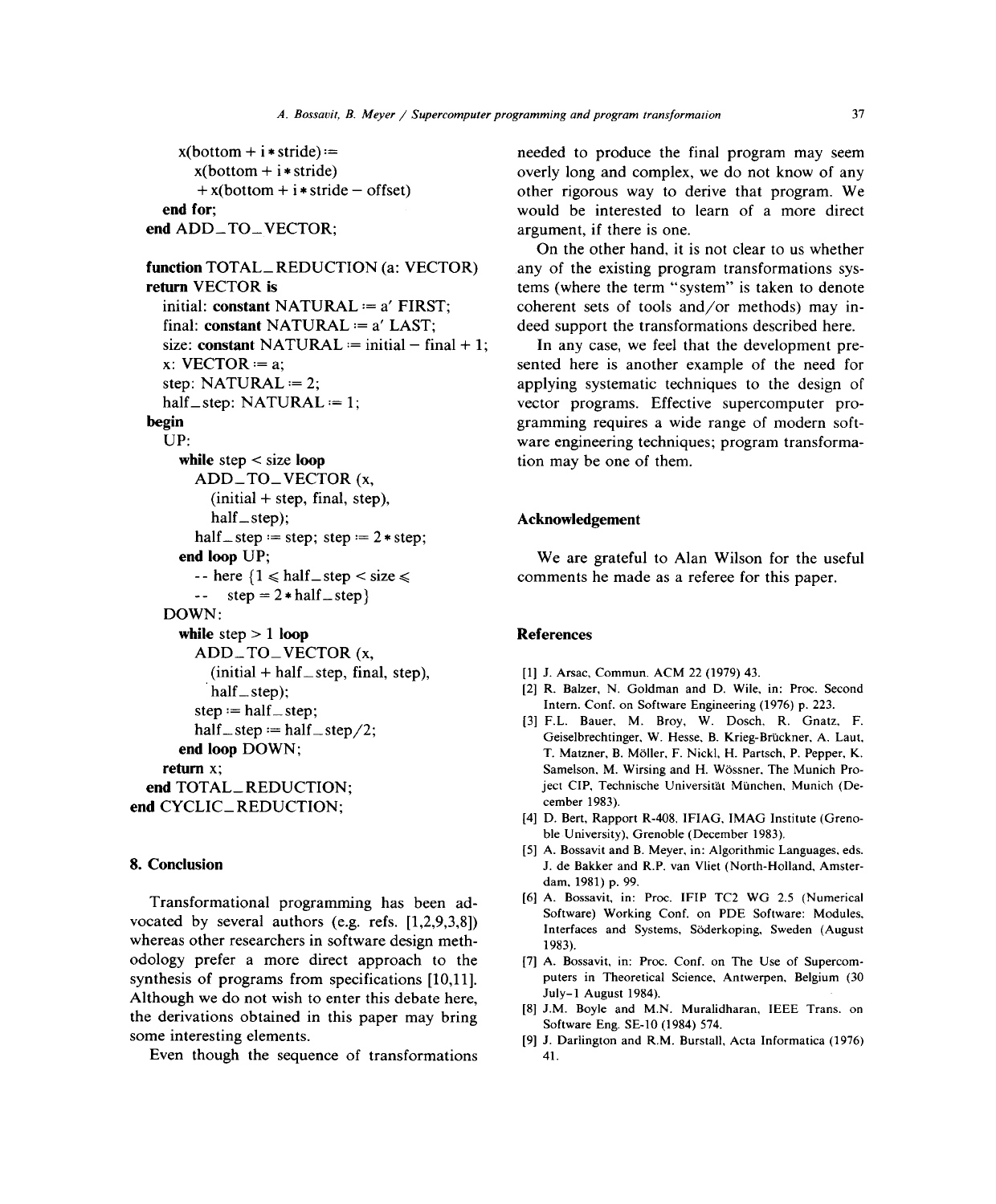```
      x(bottom + i * stride) :=
         x(bottom + i * stride)
         + x(bottom + i * stride − offset)
   end for;
end ADD_TO_VECTOR;

function TOTAL_REDUCTION (a: VECTOR)
return VECTOR is
   initial: constant NATURAL := a' FIRST;
   final: constant NATURAL := a' LAST;
   size: constant NATURAL := initial − final + 1;
   x: VECTOR := a;
   step: NATURAL := 2;
   half_step: NATURAL := 1;
begin
   UP:
      while step < size loop
         ADD_TO_VECTOR (x,
            (initial + step, final, step),
            half_step);
         half_step := step; step := 2 * step;
      end loop UP;
         -- here {1 ⩽ half_step < size ⩽
         --    step = 2 * half_step}
   DOWN:
      while step > 1 loop
         ADD_TO_VECTOR (x,
            (initial + half_step, final, step),
            half_step);
         step := half_step;
         half_step := half_step/2;
      end loop DOWN;
   return x;
end TOTAL_REDUCTION;
end CYCLIC_REDUCTION;
```

## 8. Conclusion

Transformational programming has been advocated by several authors (e.g. refs. [1,2,9,3,8]) whereas other researchers in software design methodology prefer a more direct approach to the synthesis of programs from specifications [10,11]. Although we do not wish to enter this debate here, the derivations obtained in this paper may bring some interesting elements.

Even though the sequence of transformations needed to produce the final program may seem overly long and complex, we do not know of any other rigorous way to derive that program. We would be interested to learn of a more direct argument, if there is one.

On the other hand, it is not clear to us whether any of the existing program transformations systems (where the term "system" is taken to denote coherent sets of tools and/or methods) may indeed support the transformations described here.

In any case, we feel that the development presented here is another example of the need for applying systematic techniques to the design of vector programs. Effective supercomputer programming requires a wide range of modern software engineering techniques; program transformation may be one of them.

## Acknowledgement

We are grateful to Alan Wilson for the useful comments he made as a referee for this paper.

## References

[1] J. Arsac, Commun. ACM 22 (1979) 43.

[2] R. Balzer, N. Goldman and D. Wile, in: Proc. Second Intern. Conf. on Software Engineering (1976) p. 223.

[3] F.L. Bauer, M. Broy, W. Dosch, R. Gnatz, F. Geiselbrechtinger, W. Hesse, B. Krieg-Brückner, A. Laut, T. Matzner, B. Möller, F. Nickl, H. Partsch, P. Pepper, K. Samelson, M. Wirsing and H. Wössner, The Munich Project CIP, Technische Universität München, Munich (December 1983).

[4] D. Bert, Rapport R-408, IFIAG, IMAG Institute (Grenoble University), Grenoble (December 1983).

[5] A. Bossavit and B. Meyer, in: Algorithmic Languages, eds. J. de Bakker and R.P. van Vliet (North-Holland, Amsterdam, 1981) p. 99.

[6] A. Bossavit, in: Proc. IFIP TC2 WG 2.5 (Numerical Software) Working Conf. on PDE Software: Modules, Interfaces and Systems, Söderkoping, Sweden (August 1983).

[7] A. Bossavit, in: Proc. Conf. on The Use of Supercomputers in Theoretical Science, Antwerpen, Belgium (30 July–1 August 1984).

[8] J.M. Boyle and M.N. Muralidharan, IEEE Trans. on Software Eng. SE-10 (1984) 574.

[9] J. Darlington and R.M. Burstall, Acta Informatica (1976) 41.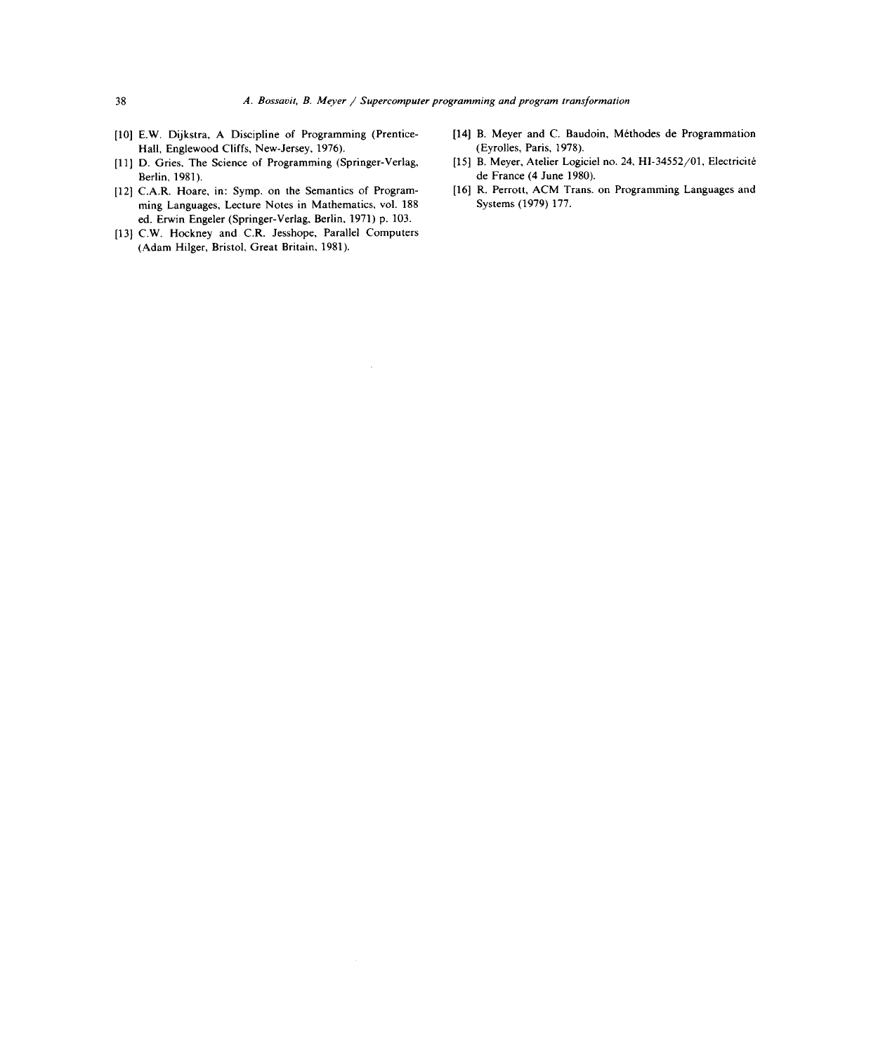[10] E.W. Dijkstra, A Discipline of Programming (Prentice-Hall, Englewood Cliffs, New-Jersey, 1976).

[11] D. Gries, The Science of Programming (Springer-Verlag, Berlin, 1981).

[12] C.A.R. Hoare, in: Symp. on the Semantics of Programming Languages, Lecture Notes in Mathematics, vol. 188 ed. Erwin Engeler (Springer-Verlag, Berlin, 1971) p. 103.

[13] C.W. Hockney and C.R. Jesshope, Parallel Computers (Adam Hilger, Bristol, Great Britain, 1981).

[14] B. Meyer and C. Baudoin, Méthodes de Programmation (Eyrolles, Paris, 1978).

[15] B. Meyer, Atelier Logiciel no. 24, HI-34552/01, Electricité de France (4 June 1980).

[16] R. Perrott, ACM Trans. on Programming Languages and Systems (1979) 177.